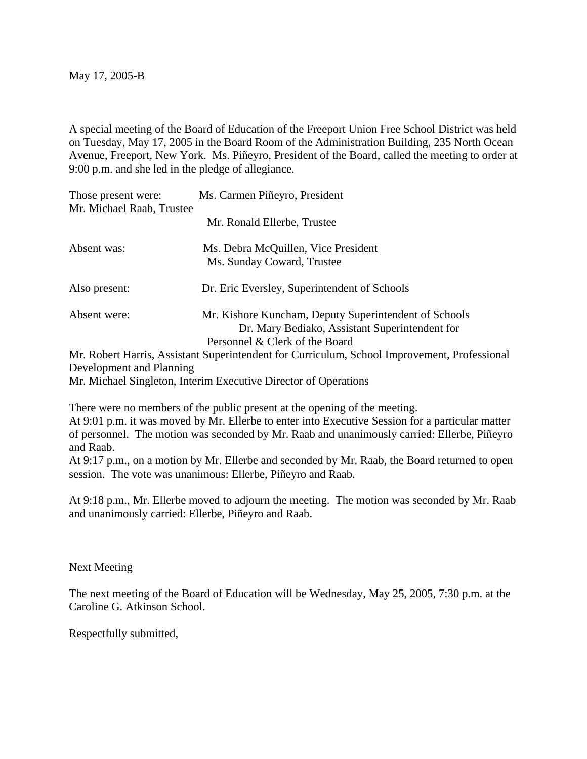May 17, 2005-B

A special meeting of the Board of Education of the Freeport Union Free School District was held on Tuesday, May 17, 2005 in the Board Room of the Administration Building, 235 North Ocean Avenue, Freeport, New York. Ms. Piñeyro, President of the Board, called the meeting to order at 9:00 p.m. and she led in the pledge of allegiance.

Those present were: Ms. Carmen Piñeyro, President
Mr. Michael Raab, Trustee
Mr. Ronald Ellerbe, Trustee

Absent was: Ms. Debra McQuillen, Vice President
Ms. Sunday Coward, Trustee

Also present: Dr. Eric Eversley, Superintendent of Schools

Absent were: Mr. Kishore Kuncham, Deputy Superintendent of Schools
Dr. Mary Bediako, Assistant Superintendent for Personnel & Clerk of the Board
Mr. Robert Harris, Assistant Superintendent for Curriculum, School Improvement, Professional Development and Planning
Mr. Michael Singleton, Interim Executive Director of Operations

There were no members of the public present at the opening of the meeting.
At 9:01 p.m. it was moved by Mr. Ellerbe to enter into Executive Session for a particular matter of personnel. The motion was seconded by Mr. Raab and unanimously carried: Ellerbe, Piñeyro and Raab.
At 9:17 p.m., on a motion by Mr. Ellerbe and seconded by Mr. Raab, the Board returned to open session. The vote was unanimous: Ellerbe, Piñeyro and Raab.

At 9:18 p.m., Mr. Ellerbe moved to adjourn the meeting. The motion was seconded by Mr. Raab and unanimously carried: Ellerbe, Piñeyro and Raab.

Next Meeting

The next meeting of the Board of Education will be Wednesday, May 25, 2005, 7:30 p.m. at the Caroline G. Atkinson School.

Respectfully submitted,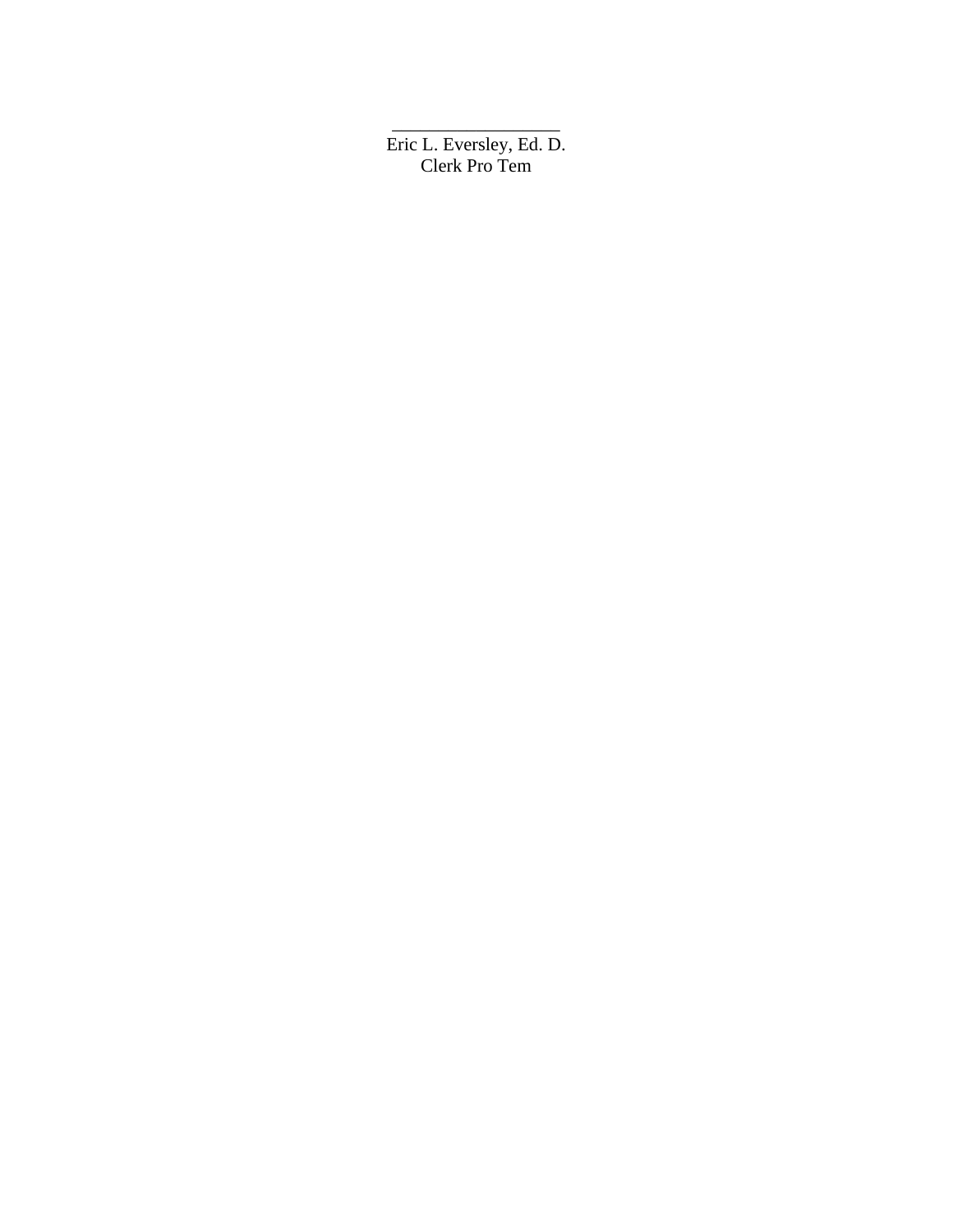\_\_\_\_\_\_\_\_\_\_\_\_\_\_\_\_\_\_\_

Eric L. Eversley, Ed. D.

Clerk Pro Tem